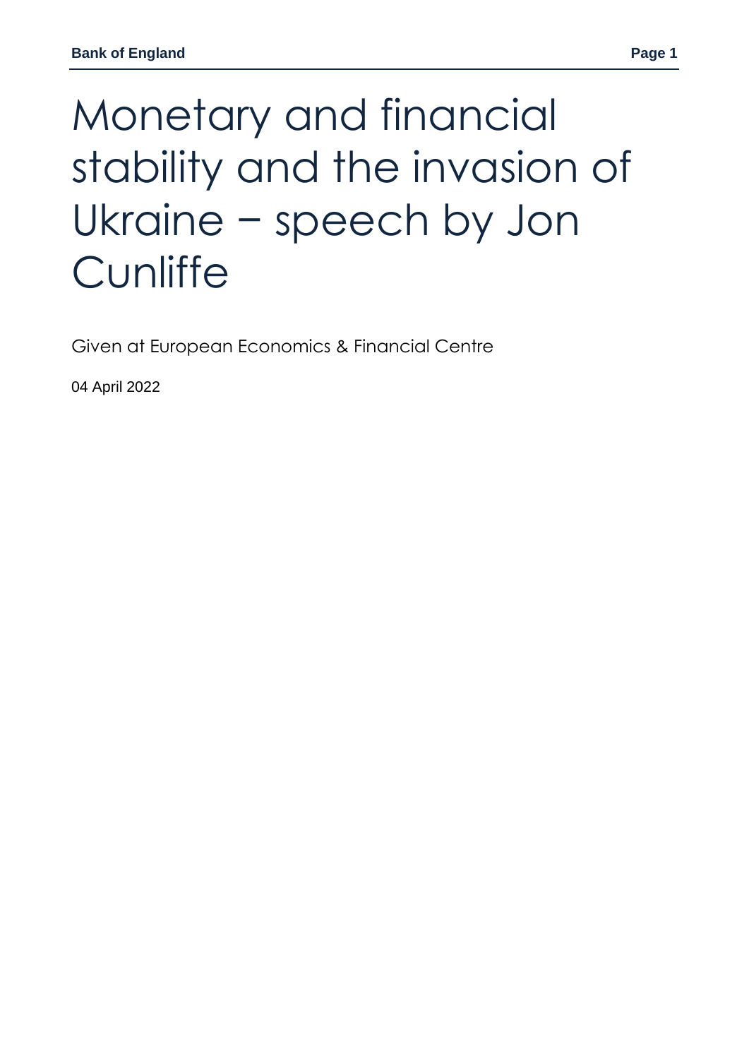# Monetary and financial stability and the invasion of Ukraine − speech by Jon Cunliffe

Given at European Economics & Financial Centre

04 April 2022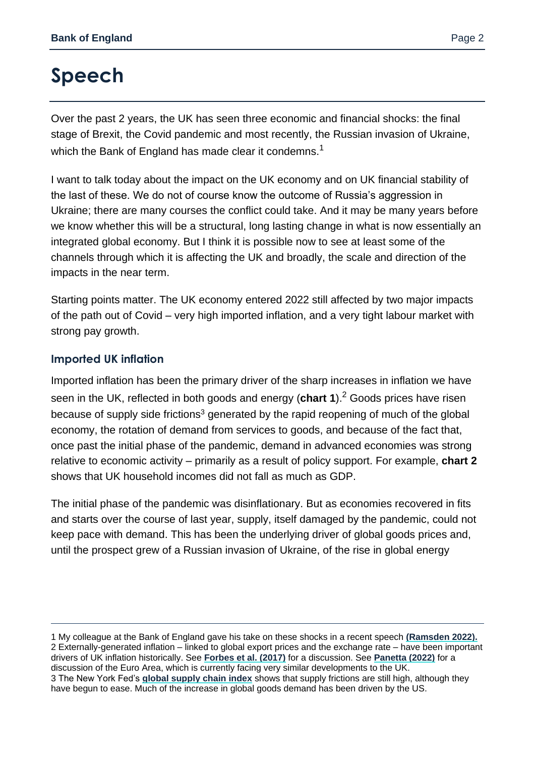# Speech

Over the past 2 years, the UK has seen three economic and financial shocks: the final stage of Brexit, the Covid pandemic and most recently, the Russian invasion of Ukraine, which the Bank of England has made clear it condemns.[1]

I want to talk today about the impact on the UK economy and on UK financial stability of the last of these. We do not of course know the outcome of Russia's aggression in Ukraine; there are many courses the conflict could take. And it may be many years before we know whether this will be a structural, long lasting change in what is now essentially an integrated global economy. But I think it is possible now to see at least some of the channels through which it is affecting the UK and broadly, the scale and direction of the impacts in the near term.

Starting points matter. The UK economy entered 2022 still affected by two major impacts of the path out of Covid – very high imported inflation, and a very tight labour market with strong pay growth.

## Imported UK inflation

Imported inflation has been the primary driver of the sharp increases in inflation we have seen in the UK, reflected in both goods and energy (**chart 1**).[2] Goods prices have risen because of supply side frictions[3] generated by the rapid reopening of much of the global economy, the rotation of demand from services to goods, and because of the fact that, once past the initial phase of the pandemic, demand in advanced economies was strong relative to economic activity – primarily as a result of policy support. For example, **chart 2** shows that UK household incomes did not fall as much as GDP.

The initial phase of the pandemic was disinflationary. But as economies recovered in fits and starts over the course of last year, supply, itself damaged by the pandemic, could not keep pace with demand. This has been the underlying driver of global goods prices and, until the prospect grew of a Russian invasion of Ukraine, of the rise in global energy

---

1 My colleague at the Bank of England gave his take on these shocks in a recent speech **(Ramsden 2022).**

2 Externally-generated inflation – linked to global export prices and the exchange rate – have been important drivers of UK inflation historically. See **Forbes et al. (2017)** for a discussion. See **Panetta (2022)** for a discussion of the Euro Area, which is currently facing very similar developments to the UK.

3 The New York Fed's **global supply chain index** shows that supply frictions are still high, although they have begun to ease. Much of the increase in global goods demand has been driven by the US.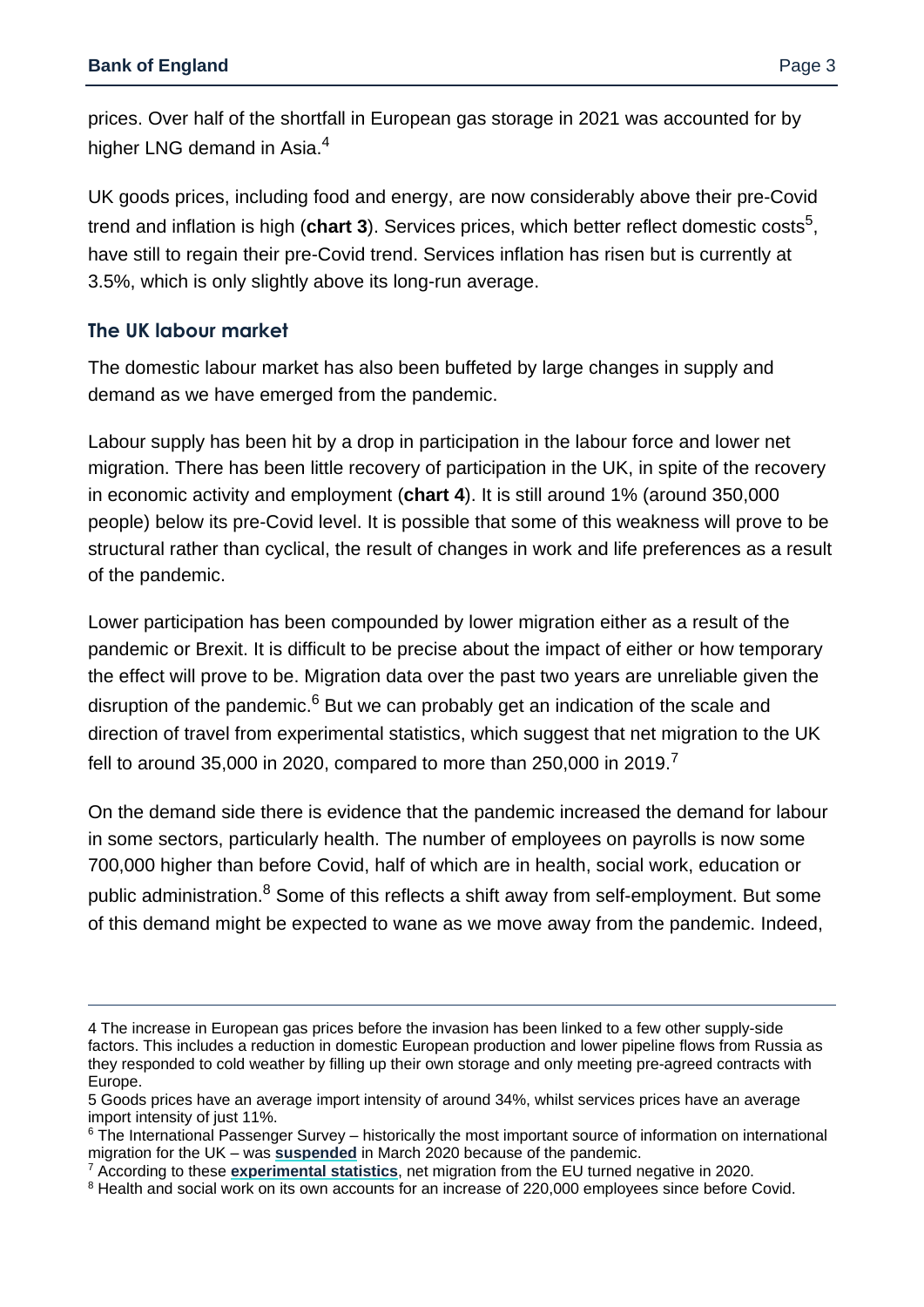prices. Over half of the shortfall in European gas storage in 2021 was accounted for by higher LNG demand in Asia.[4]

UK goods prices, including food and energy, are now considerably above their pre-Covid trend and inflation is high (**chart 3**). Services prices, which better reflect domestic costs[5], have still to regain their pre-Covid trend. Services inflation has risen but is currently at 3.5%, which is only slightly above its long-run average.

## The UK labour market

The domestic labour market has also been buffeted by large changes in supply and demand as we have emerged from the pandemic.

Labour supply has been hit by a drop in participation in the labour force and lower net migration. There has been little recovery of participation in the UK, in spite of the recovery in economic activity and employment (**chart 4**). It is still around 1% (around 350,000 people) below its pre-Covid level. It is possible that some of this weakness will prove to be structural rather than cyclical, the result of changes in work and life preferences as a result of the pandemic.

Lower participation has been compounded by lower migration either as a result of the pandemic or Brexit. It is difficult to be precise about the impact of either or how temporary the effect will prove to be. Migration data over the past two years are unreliable given the disruption of the pandemic.[6] But we can probably get an indication of the scale and direction of travel from experimental statistics, which suggest that net migration to the UK fell to around 35,000 in 2020, compared to more than 250,000 in 2019.[7]

On the demand side there is evidence that the pandemic increased the demand for labour in some sectors, particularly health. The number of employees on payrolls is now some 700,000 higher than before Covid, half of which are in health, social work, education or public administration.[8] Some of this reflects a shift away from self-employment. But some of this demand might be expected to wane as we move away from the pandemic. Indeed,

---

4 The increase in European gas prices before the invasion has been linked to a few other supply-side factors. This includes a reduction in domestic European production and lower pipeline flows from Russia as they responded to cold weather by filling up their own storage and only meeting pre-agreed contracts with Europe.

5 Goods prices have an average import intensity of around 34%, whilst services prices have an average import intensity of just 11%.

6 The International Passenger Survey – historically the most important source of information on international migration for the UK – was **suspended** in March 2020 because of the pandemic.

7 According to these **experimental statistics**, net migration from the EU turned negative in 2020.

8 Health and social work on its own accounts for an increase of 220,000 employees since before Covid.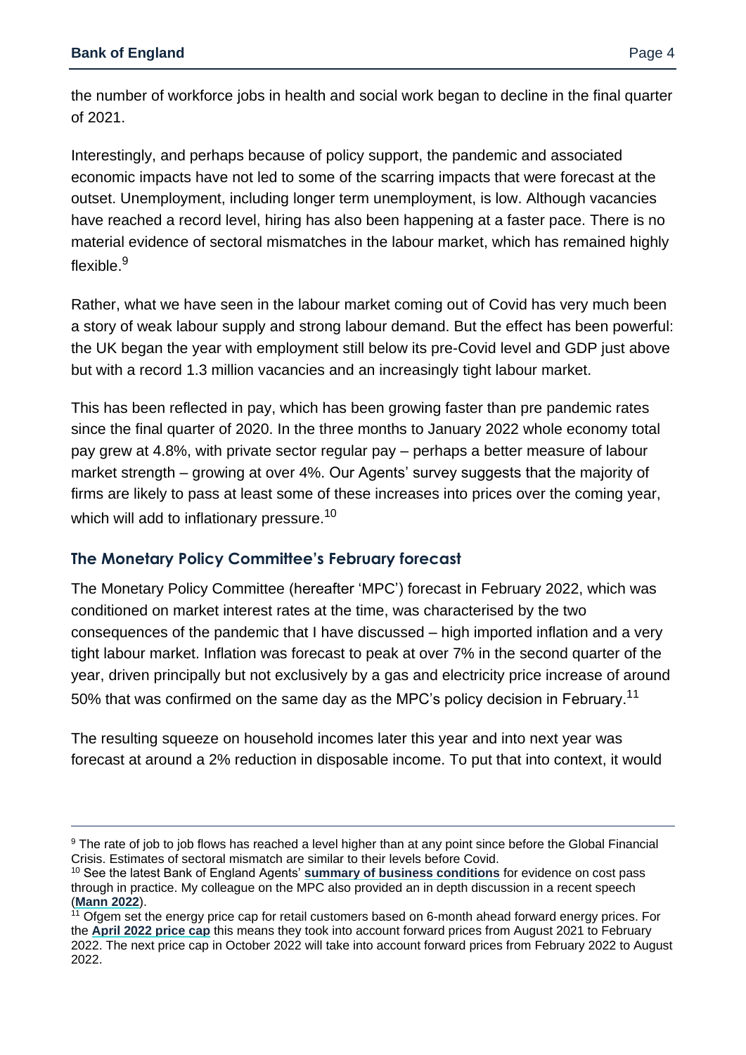the number of workforce jobs in health and social work began to decline in the final quarter of 2021.

Interestingly, and perhaps because of policy support, the pandemic and associated economic impacts have not led to some of the scarring impacts that were forecast at the outset. Unemployment, including longer term unemployment, is low. Although vacancies have reached a record level, hiring has also been happening at a faster pace. There is no material evidence of sectoral mismatches in the labour market, which has remained highly flexible.[9]

Rather, what we have seen in the labour market coming out of Covid has very much been a story of weak labour supply and strong labour demand. But the effect has been powerful: the UK began the year with employment still below its pre-Covid level and GDP just above but with a record 1.3 million vacancies and an increasingly tight labour market.

This has been reflected in pay, which has been growing faster than pre pandemic rates since the final quarter of 2020. In the three months to January 2022 whole economy total pay grew at 4.8%, with private sector regular pay – perhaps a better measure of labour market strength – growing at over 4%. Our Agents' survey suggests that the majority of firms are likely to pass at least some of these increases into prices over the coming year, which will add to inflationary pressure.[10]

## The Monetary Policy Committee's February forecast

The Monetary Policy Committee (hereafter 'MPC') forecast in February 2022, which was conditioned on market interest rates at the time, was characterised by the two consequences of the pandemic that I have discussed – high imported inflation and a very tight labour market. Inflation was forecast to peak at over 7% in the second quarter of the year, driven principally but not exclusively by a gas and electricity price increase of around 50% that was confirmed on the same day as the MPC's policy decision in February.[11]

The resulting squeeze on household incomes later this year and into next year was forecast at around a 2% reduction in disposable income. To put that into context, it would

---

[9] The rate of job to job flows has reached a level higher than at any point since before the Global Financial Crisis. Estimates of sectoral mismatch are similar to their levels before Covid.

[10] See the latest Bank of England Agents' **summary of business conditions** for evidence on cost pass through in practice. My colleague on the MPC also provided an in depth discussion in a recent speech (**Mann 2022**).

[11] Ofgem set the energy price cap for retail customers based on 6-month ahead forward energy prices. For the **April 2022 price cap** this means they took into account forward prices from August 2021 to February 2022. The next price cap in October 2022 will take into account forward prices from February 2022 to August 2022.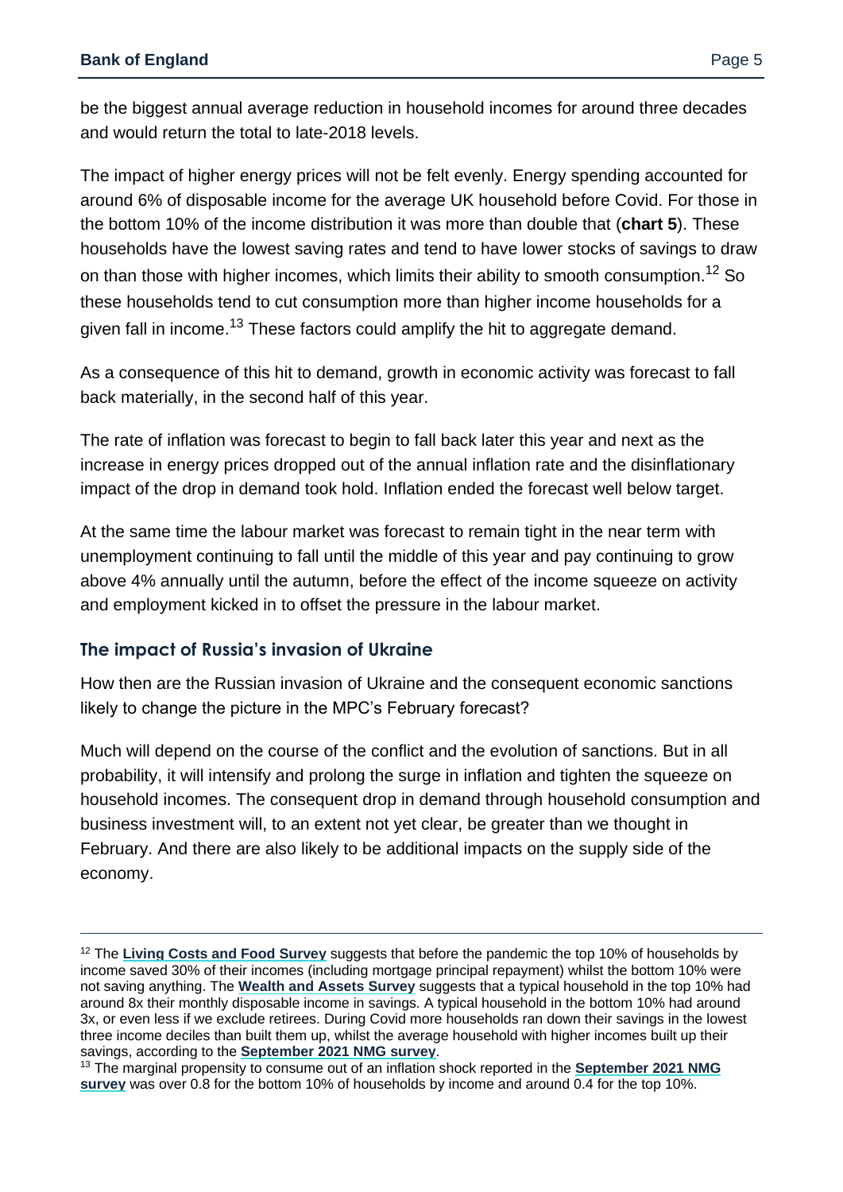be the biggest annual average reduction in household incomes for around three decades and would return the total to late-2018 levels.

The impact of higher energy prices will not be felt evenly. Energy spending accounted for around 6% of disposable income for the average UK household before Covid. For those in the bottom 10% of the income distribution it was more than double that (**chart 5**). These households have the lowest saving rates and tend to have lower stocks of savings to draw on than those with higher incomes, which limits their ability to smooth consumption.[12] So these households tend to cut consumption more than higher income households for a given fall in income.[13] These factors could amplify the hit to aggregate demand.

As a consequence of this hit to demand, growth in economic activity was forecast to fall back materially, in the second half of this year.

The rate of inflation was forecast to begin to fall back later this year and next as the increase in energy prices dropped out of the annual inflation rate and the disinflationary impact of the drop in demand took hold. Inflation ended the forecast well below target.

At the same time the labour market was forecast to remain tight in the near term with unemployment continuing to fall until the middle of this year and pay continuing to grow above 4% annually until the autumn, before the effect of the income squeeze on activity and employment kicked in to offset the pressure in the labour market.

## The impact of Russia's invasion of Ukraine

How then are the Russian invasion of Ukraine and the consequent economic sanctions likely to change the picture in the MPC's February forecast?

Much will depend on the course of the conflict and the evolution of sanctions. But in all probability, it will intensify and prolong the surge in inflation and tighten the squeeze on household incomes. The consequent drop in demand through household consumption and business investment will, to an extent not yet clear, be greater than we thought in February. And there are also likely to be additional impacts on the supply side of the economy.

---

[12] The **Living Costs and Food Survey** suggests that before the pandemic the top 10% of households by income saved 30% of their incomes (including mortgage principal repayment) whilst the bottom 10% were not saving anything. The **Wealth and Assets Survey** suggests that a typical household in the top 10% had around 8x their monthly disposable income in savings. A typical household in the bottom 10% had around 3x, or even less if we exclude retirees. During Covid more households ran down their savings in the lowest three income deciles than built them up, whilst the average household with higher incomes built up their savings, according to the **September 2021 NMG survey**.

[13] The marginal propensity to consume out of an inflation shock reported in the **September 2021 NMG survey** was over 0.8 for the bottom 10% of households by income and around 0.4 for the top 10%.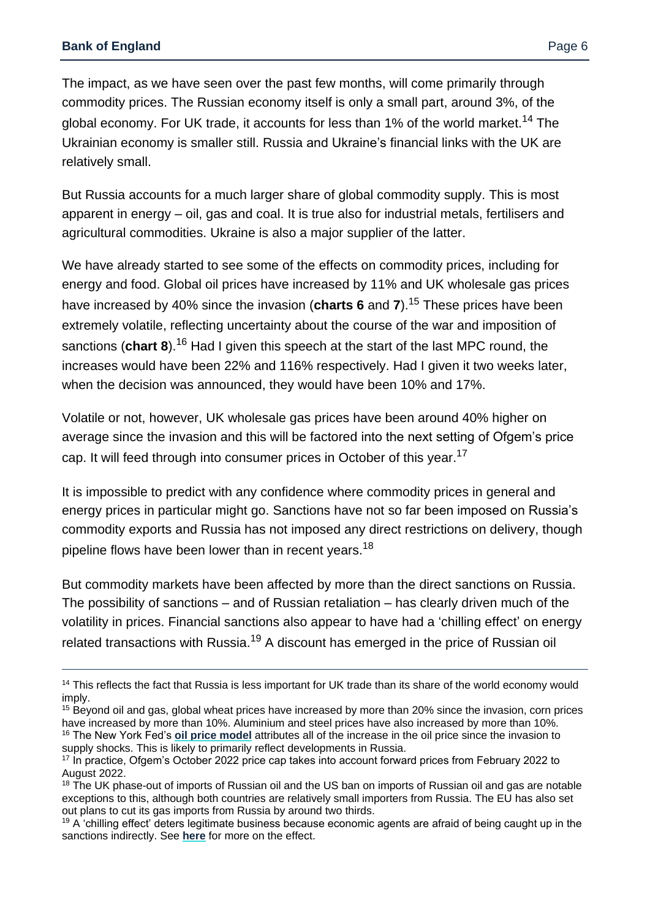The impact, as we have seen over the past few months, will come primarily through commodity prices. The Russian economy itself is only a small part, around 3%, of the global economy. For UK trade, it accounts for less than 1% of the world market.[14] The Ukrainian economy is smaller still. Russia and Ukraine's financial links with the UK are relatively small.

But Russia accounts for a much larger share of global commodity supply. This is most apparent in energy – oil, gas and coal. It is true also for industrial metals, fertilisers and agricultural commodities. Ukraine is also a major supplier of the latter.

We have already started to see some of the effects on commodity prices, including for energy and food. Global oil prices have increased by 11% and UK wholesale gas prices have increased by 40% since the invasion (**charts 6** and **7**).[15] These prices have been extremely volatile, reflecting uncertainty about the course of the war and imposition of sanctions (**chart 8**).[16] Had I given this speech at the start of the last MPC round, the increases would have been 22% and 116% respectively. Had I given it two weeks later, when the decision was announced, they would have been 10% and 17%.

Volatile or not, however, UK wholesale gas prices have been around 40% higher on average since the invasion and this will be factored into the next setting of Ofgem's price cap. It will feed through into consumer prices in October of this year.[17]

It is impossible to predict with any confidence where commodity prices in general and energy prices in particular might go. Sanctions have not so far been imposed on Russia's commodity exports and Russia has not imposed any direct restrictions on delivery, though pipeline flows have been lower than in recent years.[18]

But commodity markets have been affected by more than the direct sanctions on Russia. The possibility of sanctions – and of Russian retaliation – has clearly driven much of the volatility in prices. Financial sanctions also appear to have had a 'chilling effect' on energy related transactions with Russia.[19] A discount has emerged in the price of Russian oil

---

[14] This reflects the fact that Russia is less important for UK trade than its share of the world economy would imply.

[15] Beyond oil and gas, global wheat prices have increased by more than 20% since the invasion, corn prices have increased by more than 10%. Aluminium and steel prices have also increased by more than 10%.

[16] The New York Fed's **oil price model** attributes all of the increase in the oil price since the invasion to supply shocks. This is likely to primarily reflect developments in Russia.

[17] In practice, Ofgem's October 2022 price cap takes into account forward prices from February 2022 to August 2022.

[18] The UK phase-out of imports of Russian oil and the US ban on imports of Russian oil and gas are notable exceptions to this, although both countries are relatively small importers from Russia. The EU has also set out plans to cut its gas imports from Russia by around two thirds.

[19] A 'chilling effect' deters legitimate business because economic agents are afraid of being caught up in the sanctions indirectly. See **here** for more on the effect.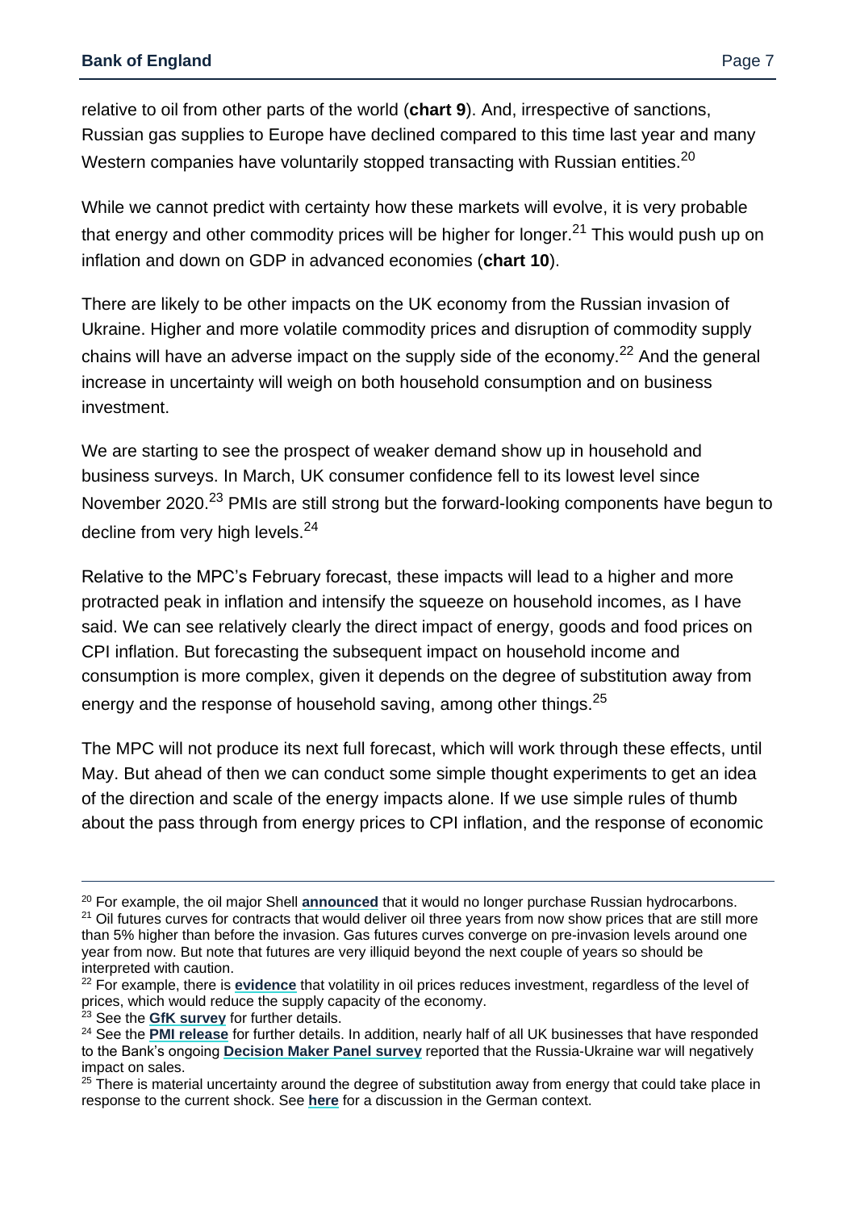relative to oil from other parts of the world (**chart 9**). And, irrespective of sanctions, Russian gas supplies to Europe have declined compared to this time last year and many Western companies have voluntarily stopped transacting with Russian entities.[20]

While we cannot predict with certainty how these markets will evolve, it is very probable that energy and other commodity prices will be higher for longer.[21] This would push up on inflation and down on GDP in advanced economies (**chart 10**).

There are likely to be other impacts on the UK economy from the Russian invasion of Ukraine. Higher and more volatile commodity prices and disruption of commodity supply chains will have an adverse impact on the supply side of the economy.[22] And the general increase in uncertainty will weigh on both household consumption and on business investment.

We are starting to see the prospect of weaker demand show up in household and business surveys. In March, UK consumer confidence fell to its lowest level since November 2020.[23] PMIs are still strong but the forward-looking components have begun to decline from very high levels.[24]

Relative to the MPC's February forecast, these impacts will lead to a higher and more protracted peak in inflation and intensify the squeeze on household incomes, as I have said. We can see relatively clearly the direct impact of energy, goods and food prices on CPI inflation. But forecasting the subsequent impact on household income and consumption is more complex, given it depends on the degree of substitution away from energy and the response of household saving, among other things.[25]

The MPC will not produce its next full forecast, which will work through these effects, until May. But ahead of then we can conduct some simple thought experiments to get an idea of the direction and scale of the energy impacts alone. If we use simple rules of thumb about the pass through from energy prices to CPI inflation, and the response of economic

---

[20] For example, the oil major Shell **announced** that it would no longer purchase Russian hydrocarbons.

[21] Oil futures curves for contracts that would deliver oil three years from now show prices that are still more than 5% higher than before the invasion. Gas futures curves converge on pre-invasion levels around one year from now. But note that futures are very illiquid beyond the next couple of years so should be interpreted with caution.

[22] For example, there is **evidence** that volatility in oil prices reduces investment, regardless of the level of prices, which would reduce the supply capacity of the economy.

[23] See the **GfK survey** for further details.

[24] See the **PMI release** for further details. In addition, nearly half of all UK businesses that have responded to the Bank's ongoing **Decision Maker Panel survey** reported that the Russia-Ukraine war will negatively impact on sales.

[25] There is material uncertainty around the degree of substitution away from energy that could take place in response to the current shock. See **here** for a discussion in the German context.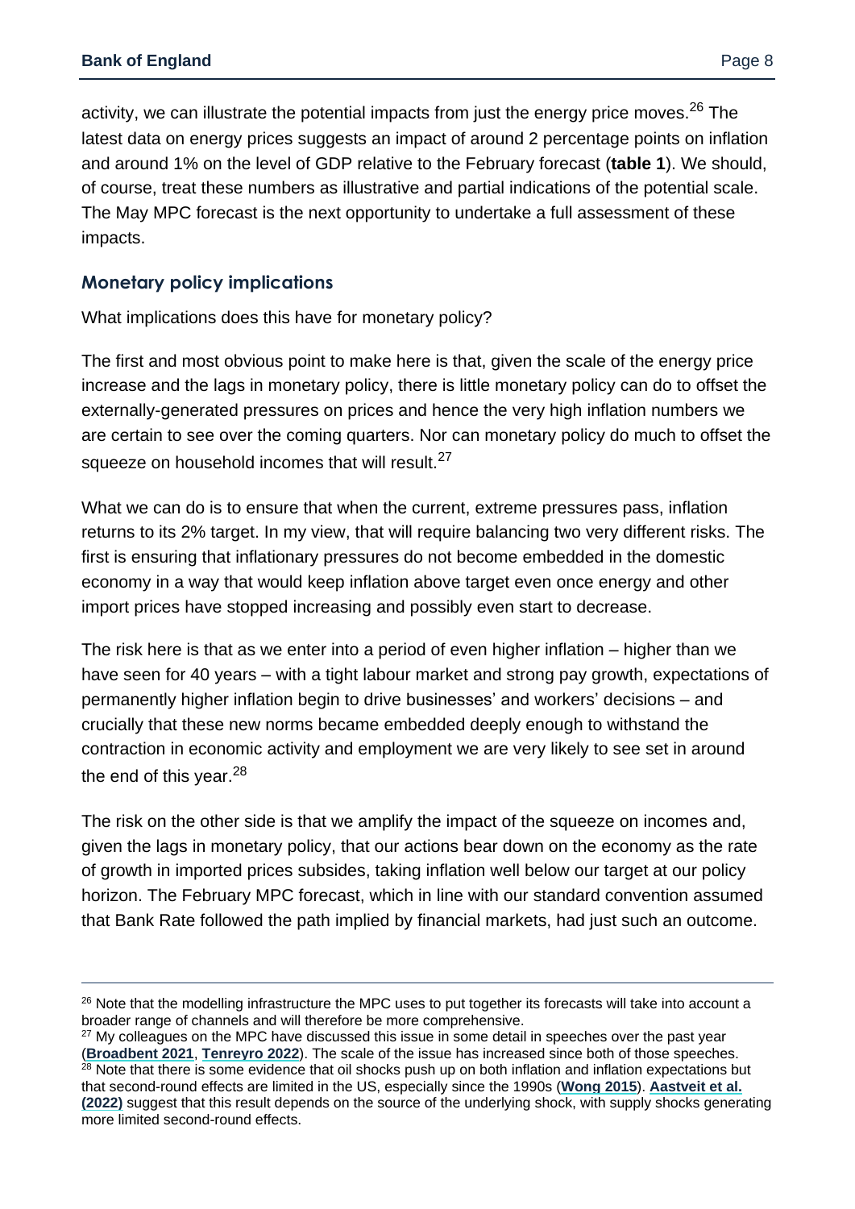activity, we can illustrate the potential impacts from just the energy price moves.[26] The latest data on energy prices suggests an impact of around 2 percentage points on inflation and around 1% on the level of GDP relative to the February forecast (**table 1**). We should, of course, treat these numbers as illustrative and partial indications of the potential scale. The May MPC forecast is the next opportunity to undertake a full assessment of these impacts.

## Monetary policy implications

What implications does this have for monetary policy?

The first and most obvious point to make here is that, given the scale of the energy price increase and the lags in monetary policy, there is little monetary policy can do to offset the externally-generated pressures on prices and hence the very high inflation numbers we are certain to see over the coming quarters. Nor can monetary policy do much to offset the squeeze on household incomes that will result.[27]

What we can do is to ensure that when the current, extreme pressures pass, inflation returns to its 2% target. In my view, that will require balancing two very different risks. The first is ensuring that inflationary pressures do not become embedded in the domestic economy in a way that would keep inflation above target even once energy and other import prices have stopped increasing and possibly even start to decrease.

The risk here is that as we enter into a period of even higher inflation – higher than we have seen for 40 years – with a tight labour market and strong pay growth, expectations of permanently higher inflation begin to drive businesses' and workers' decisions – and crucially that these new norms became embedded deeply enough to withstand the contraction in economic activity and employment we are very likely to see set in around the end of this year.[28]

The risk on the other side is that we amplify the impact of the squeeze on incomes and, given the lags in monetary policy, that our actions bear down on the economy as the rate of growth in imported prices subsides, taking inflation well below our target at our policy horizon. The February MPC forecast, which in line with our standard convention assumed that Bank Rate followed the path implied by financial markets, had just such an outcome.

---

[26] Note that the modelling infrastructure the MPC uses to put together its forecasts will take into account a broader range of channels and will therefore be more comprehensive.

[27] My colleagues on the MPC have discussed this issue in some detail in speeches over the past year (**Broadbent 2021**, **Tenreyro 2022**). The scale of the issue has increased since both of those speeches.

[28] Note that there is some evidence that oil shocks push up on both inflation and inflation expectations but that second-round effects are limited in the US, especially since the 1990s (**Wong 2015**). **Aastveit et al. (2022)** suggest that this result depends on the source of the underlying shock, with supply shocks generating more limited second-round effects.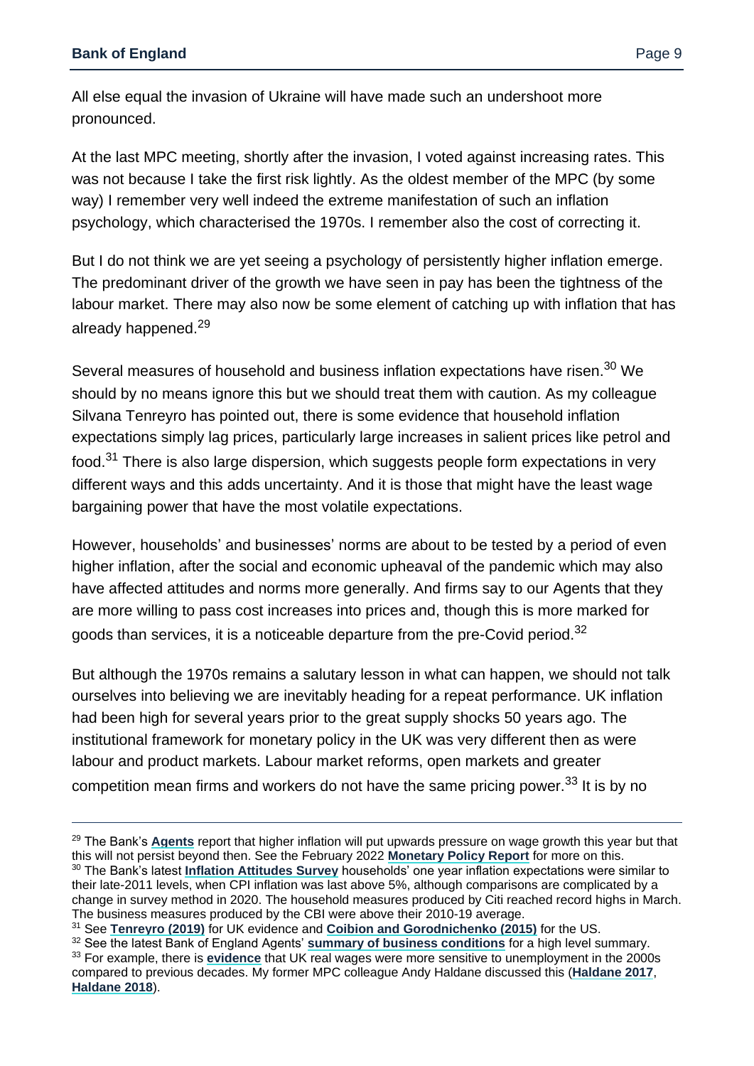All else equal the invasion of Ukraine will have made such an undershoot more pronounced.

At the last MPC meeting, shortly after the invasion, I voted against increasing rates. This was not because I take the first risk lightly. As the oldest member of the MPC (by some way) I remember very well indeed the extreme manifestation of such an inflation psychology, which characterised the 1970s. I remember also the cost of correcting it.

But I do not think we are yet seeing a psychology of persistently higher inflation emerge. The predominant driver of the growth we have seen in pay has been the tightness of the labour market. There may also now be some element of catching up with inflation that has already happened.[29]

Several measures of household and business inflation expectations have risen.[30] We should by no means ignore this but we should treat them with caution. As my colleague Silvana Tenreyro has pointed out, there is some evidence that household inflation expectations simply lag prices, particularly large increases in salient prices like petrol and food.[31] There is also large dispersion, which suggests people form expectations in very different ways and this adds uncertainty. And it is those that might have the least wage bargaining power that have the most volatile expectations.

However, households' and businesses' norms are about to be tested by a period of even higher inflation, after the social and economic upheaval of the pandemic which may also have affected attitudes and norms more generally. And firms say to our Agents that they are more willing to pass cost increases into prices and, though this is more marked for goods than services, it is a noticeable departure from the pre-Covid period.[32]

But although the 1970s remains a salutary lesson in what can happen, we should not talk ourselves into believing we are inevitably heading for a repeat performance. UK inflation had been high for several years prior to the great supply shocks 50 years ago. The institutional framework for monetary policy in the UK was very different then as were labour and product markets. Labour market reforms, open markets and greater competition mean firms and workers do not have the same pricing power.[33] It is by no

---

[29] The Bank's **Agents** report that higher inflation will put upwards pressure on wage growth this year but that this will not persist beyond then. See the February 2022 **Monetary Policy Report** for more on this.

[30] The Bank's latest **Inflation Attitudes Survey** households' one year inflation expectations were similar to their late-2011 levels, when CPI inflation was last above 5%, although comparisons are complicated by a change in survey method in 2020. The household measures produced by Citi reached record highs in March. The business measures produced by the CBI were above their 2010-19 average.

[31] See **Tenreyro (2019)** for UK evidence and **Coibion and Gorodnichenko (2015)** for the US.

[32] See the latest Bank of England Agents' **summary of business conditions** for a high level summary.

[33] For example, there is **evidence** that UK real wages were more sensitive to unemployment in the 2000s compared to previous decades. My former MPC colleague Andy Haldane discussed this (**Haldane 2017**, **Haldane 2018**).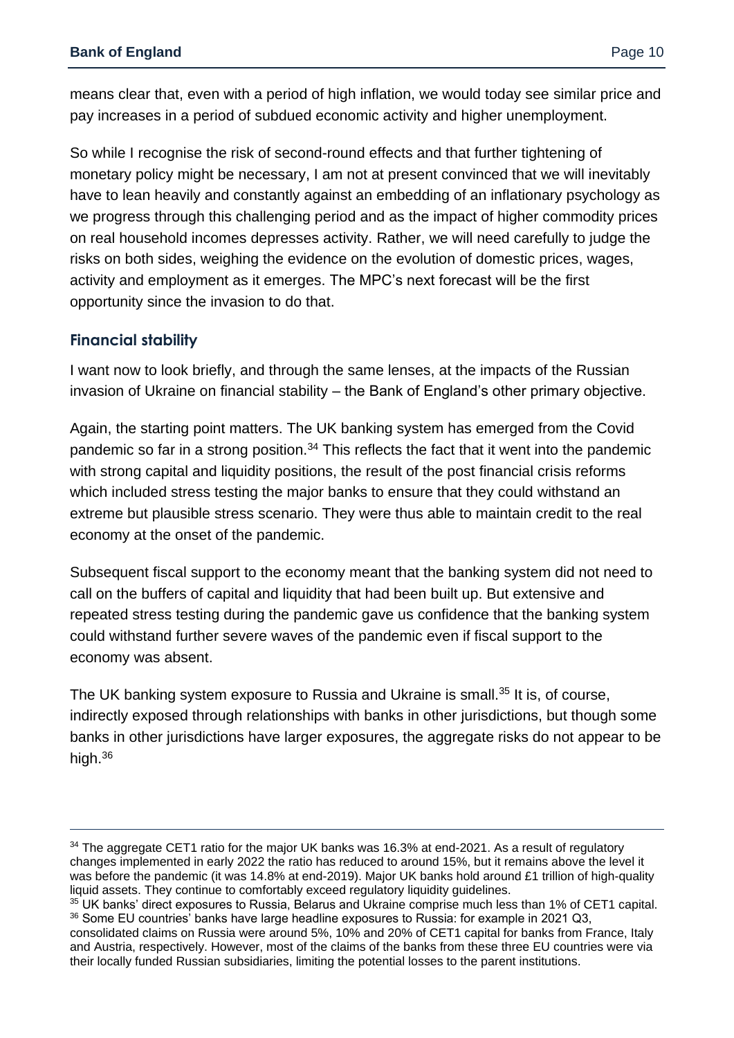means clear that, even with a period of high inflation, we would today see similar price and pay increases in a period of subdued economic activity and higher unemployment.

So while I recognise the risk of second-round effects and that further tightening of monetary policy might be necessary, I am not at present convinced that we will inevitably have to lean heavily and constantly against an embedding of an inflationary psychology as we progress through this challenging period and as the impact of higher commodity prices on real household incomes depresses activity. Rather, we will need carefully to judge the risks on both sides, weighing the evidence on the evolution of domestic prices, wages, activity and employment as it emerges. The MPC's next forecast will be the first opportunity since the invasion to do that.

## Financial stability

I want now to look briefly, and through the same lenses, at the impacts of the Russian invasion of Ukraine on financial stability – the Bank of England's other primary objective.

Again, the starting point matters. The UK banking system has emerged from the Covid pandemic so far in a strong position.[34] This reflects the fact that it went into the pandemic with strong capital and liquidity positions, the result of the post financial crisis reforms which included stress testing the major banks to ensure that they could withstand an extreme but plausible stress scenario. They were thus able to maintain credit to the real economy at the onset of the pandemic.

Subsequent fiscal support to the economy meant that the banking system did not need to call on the buffers of capital and liquidity that had been built up. But extensive and repeated stress testing during the pandemic gave us confidence that the banking system could withstand further severe waves of the pandemic even if fiscal support to the economy was absent.

The UK banking system exposure to Russia and Ukraine is small.[35] It is, of course, indirectly exposed through relationships with banks in other jurisdictions, but though some banks in other jurisdictions have larger exposures, the aggregate risks do not appear to be high.[36]

---

[34] The aggregate CET1 ratio for the major UK banks was 16.3% at end-2021. As a result of regulatory changes implemented in early 2022 the ratio has reduced to around 15%, but it remains above the level it was before the pandemic (it was 14.8% at end-2019). Major UK banks hold around £1 trillion of high-quality liquid assets. They continue to comfortably exceed regulatory liquidity guidelines.

[35] UK banks' direct exposures to Russia, Belarus and Ukraine comprise much less than 1% of CET1 capital.

[36] Some EU countries' banks have large headline exposures to Russia: for example in 2021 Q3, consolidated claims on Russia were around 5%, 10% and 20% of CET1 capital for banks from France, Italy and Austria, respectively. However, most of the claims of the banks from these three EU countries were via their locally funded Russian subsidiaries, limiting the potential losses to the parent institutions.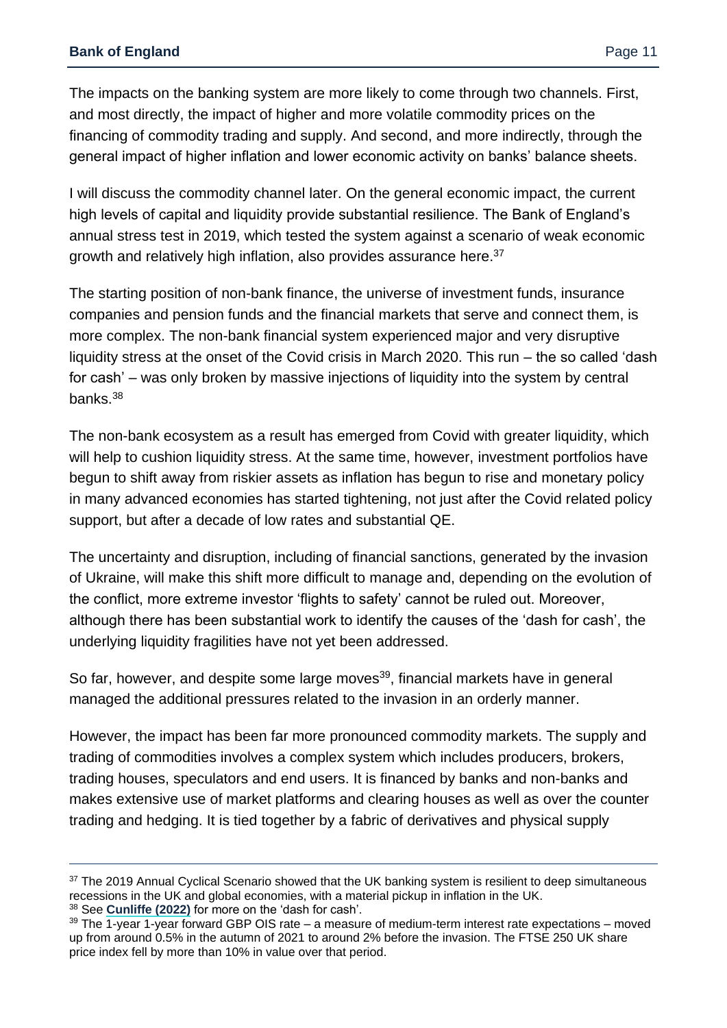The impacts on the banking system are more likely to come through two channels. First, and most directly, the impact of higher and more volatile commodity prices on the financing of commodity trading and supply. And second, and more indirectly, through the general impact of higher inflation and lower economic activity on banks' balance sheets.

I will discuss the commodity channel later. On the general economic impact, the current high levels of capital and liquidity provide substantial resilience. The Bank of England's annual stress test in 2019, which tested the system against a scenario of weak economic growth and relatively high inflation, also provides assurance here.[37]

The starting position of non-bank finance, the universe of investment funds, insurance companies and pension funds and the financial markets that serve and connect them, is more complex. The non-bank financial system experienced major and very disruptive liquidity stress at the onset of the Covid crisis in March 2020. This run – the so called 'dash for cash' – was only broken by massive injections of liquidity into the system by central banks.[38]

The non-bank ecosystem as a result has emerged from Covid with greater liquidity, which will help to cushion liquidity stress. At the same time, however, investment portfolios have begun to shift away from riskier assets as inflation has begun to rise and monetary policy in many advanced economies has started tightening, not just after the Covid related policy support, but after a decade of low rates and substantial QE.

The uncertainty and disruption, including of financial sanctions, generated by the invasion of Ukraine, will make this shift more difficult to manage and, depending on the evolution of the conflict, more extreme investor 'flights to safety' cannot be ruled out. Moreover, although there has been substantial work to identify the causes of the 'dash for cash', the underlying liquidity fragilities have not yet been addressed.

So far, however, and despite some large moves[39], financial markets have in general managed the additional pressures related to the invasion in an orderly manner.

However, the impact has been far more pronounced commodity markets. The supply and trading of commodities involves a complex system which includes producers, brokers, trading houses, speculators and end users. It is financed by banks and non-banks and makes extensive use of market platforms and clearing houses as well as over the counter trading and hedging. It is tied together by a fabric of derivatives and physical supply

---

[37] The 2019 Annual Cyclical Scenario showed that the UK banking system is resilient to deep simultaneous recessions in the UK and global economies, with a material pickup in inflation in the UK.

[38] See **Cunliffe (2022)** for more on the 'dash for cash'.

[39] The 1-year 1-year forward GBP OIS rate – a measure of medium-term interest rate expectations – moved up from around 0.5% in the autumn of 2021 to around 2% before the invasion. The FTSE 250 UK share price index fell by more than 10% in value over that period.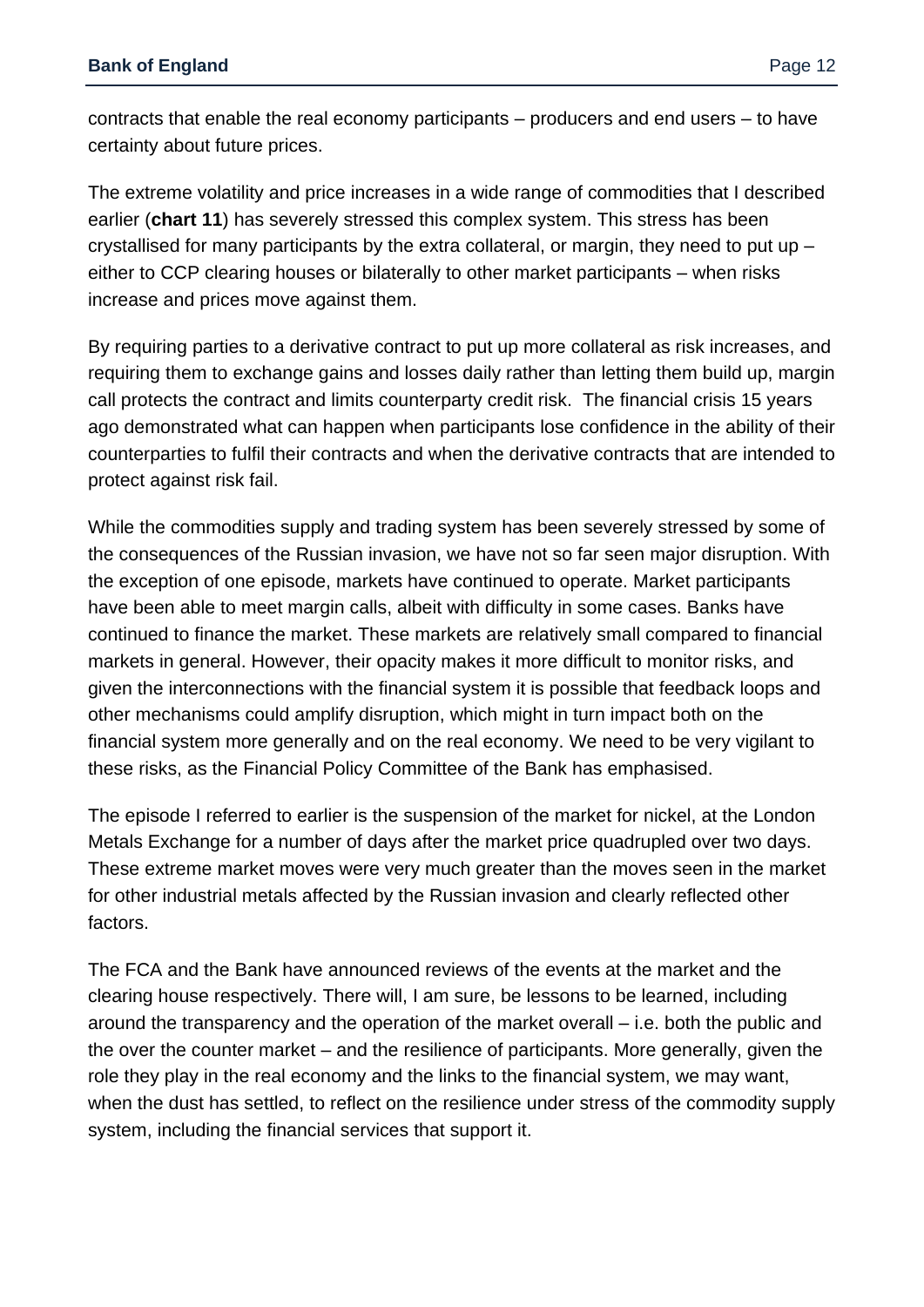contracts that enable the real economy participants – producers and end users – to have certainty about future prices.

The extreme volatility and price increases in a wide range of commodities that I described earlier (**chart 11**) has severely stressed this complex system. This stress has been crystallised for many participants by the extra collateral, or margin, they need to put up – either to CCP clearing houses or bilaterally to other market participants – when risks increase and prices move against them.

By requiring parties to a derivative contract to put up more collateral as risk increases, and requiring them to exchange gains and losses daily rather than letting them build up, margin call protects the contract and limits counterparty credit risk. The financial crisis 15 years ago demonstrated what can happen when participants lose confidence in the ability of their counterparties to fulfil their contracts and when the derivative contracts that are intended to protect against risk fail.

While the commodities supply and trading system has been severely stressed by some of the consequences of the Russian invasion, we have not so far seen major disruption. With the exception of one episode, markets have continued to operate. Market participants have been able to meet margin calls, albeit with difficulty in some cases. Banks have continued to finance the market. These markets are relatively small compared to financial markets in general. However, their opacity makes it more difficult to monitor risks, and given the interconnections with the financial system it is possible that feedback loops and other mechanisms could amplify disruption, which might in turn impact both on the financial system more generally and on the real economy. We need to be very vigilant to these risks, as the Financial Policy Committee of the Bank has emphasised.

The episode I referred to earlier is the suspension of the market for nickel, at the London Metals Exchange for a number of days after the market price quadrupled over two days. These extreme market moves were very much greater than the moves seen in the market for other industrial metals affected by the Russian invasion and clearly reflected other factors.

The FCA and the Bank have announced reviews of the events at the market and the clearing house respectively. There will, I am sure, be lessons to be learned, including around the transparency and the operation of the market overall – i.e. both the public and the over the counter market – and the resilience of participants. More generally, given the role they play in the real economy and the links to the financial system, we may want, when the dust has settled, to reflect on the resilience under stress of the commodity supply system, including the financial services that support it.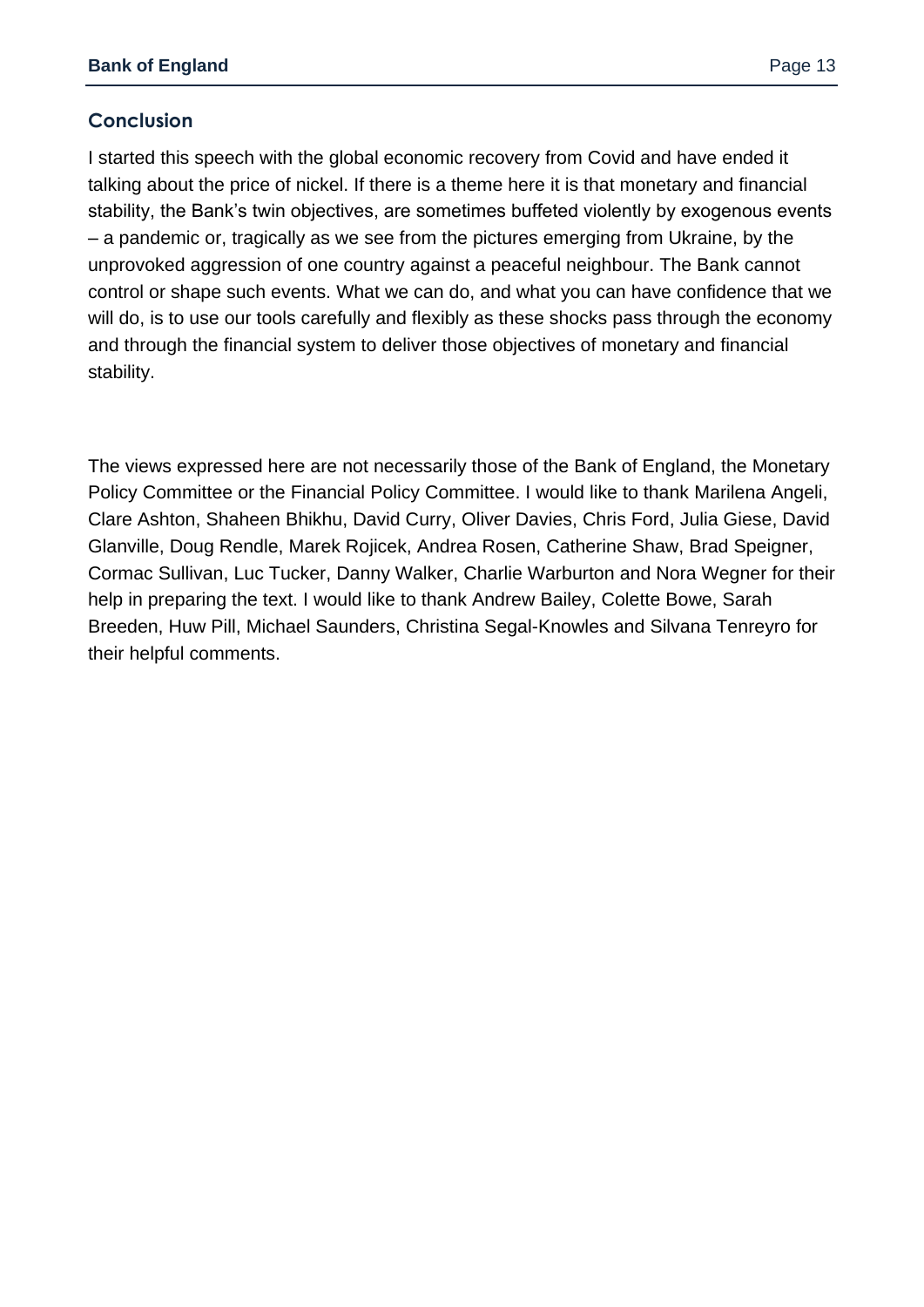## Conclusion

I started this speech with the global economic recovery from Covid and have ended it talking about the price of nickel. If there is a theme here it is that monetary and financial stability, the Bank's twin objectives, are sometimes buffeted violently by exogenous events – a pandemic or, tragically as we see from the pictures emerging from Ukraine, by the unprovoked aggression of one country against a peaceful neighbour. The Bank cannot control or shape such events. What we can do, and what you can have confidence that we will do, is to use our tools carefully and flexibly as these shocks pass through the economy and through the financial system to deliver those objectives of monetary and financial stability.

The views expressed here are not necessarily those of the Bank of England, the Monetary Policy Committee or the Financial Policy Committee. I would like to thank Marilena Angeli, Clare Ashton, Shaheen Bhikhu, David Curry, Oliver Davies, Chris Ford, Julia Giese, David Glanville, Doug Rendle, Marek Rojicek, Andrea Rosen, Catherine Shaw, Brad Speigner, Cormac Sullivan, Luc Tucker, Danny Walker, Charlie Warburton and Nora Wegner for their help in preparing the text. I would like to thank Andrew Bailey, Colette Bowe, Sarah Breeden, Huw Pill, Michael Saunders, Christina Segal-Knowles and Silvana Tenreyro for their helpful comments.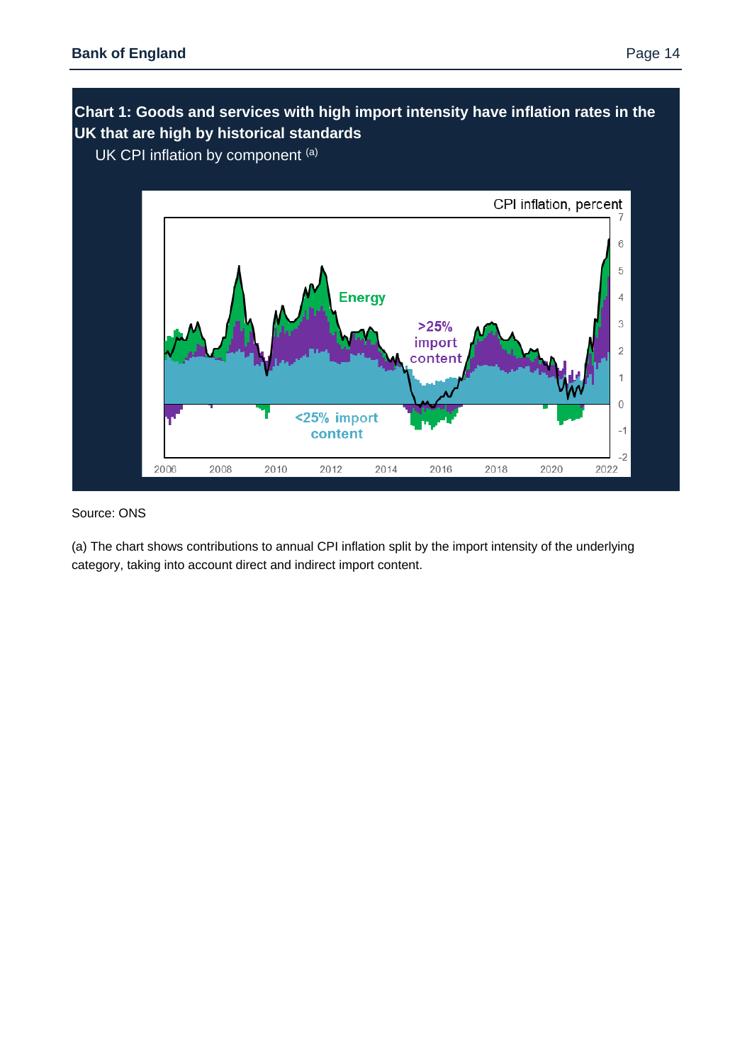**Chart 1: Goods and services with high import intensity have inflation rates in the UK that are high by historical standards**

UK CPI inflation by component [(a)]

Source: ONS

(a) The chart shows contributions to annual CPI inflation split by the import intensity of the underlying category, taking into account direct and indirect import content.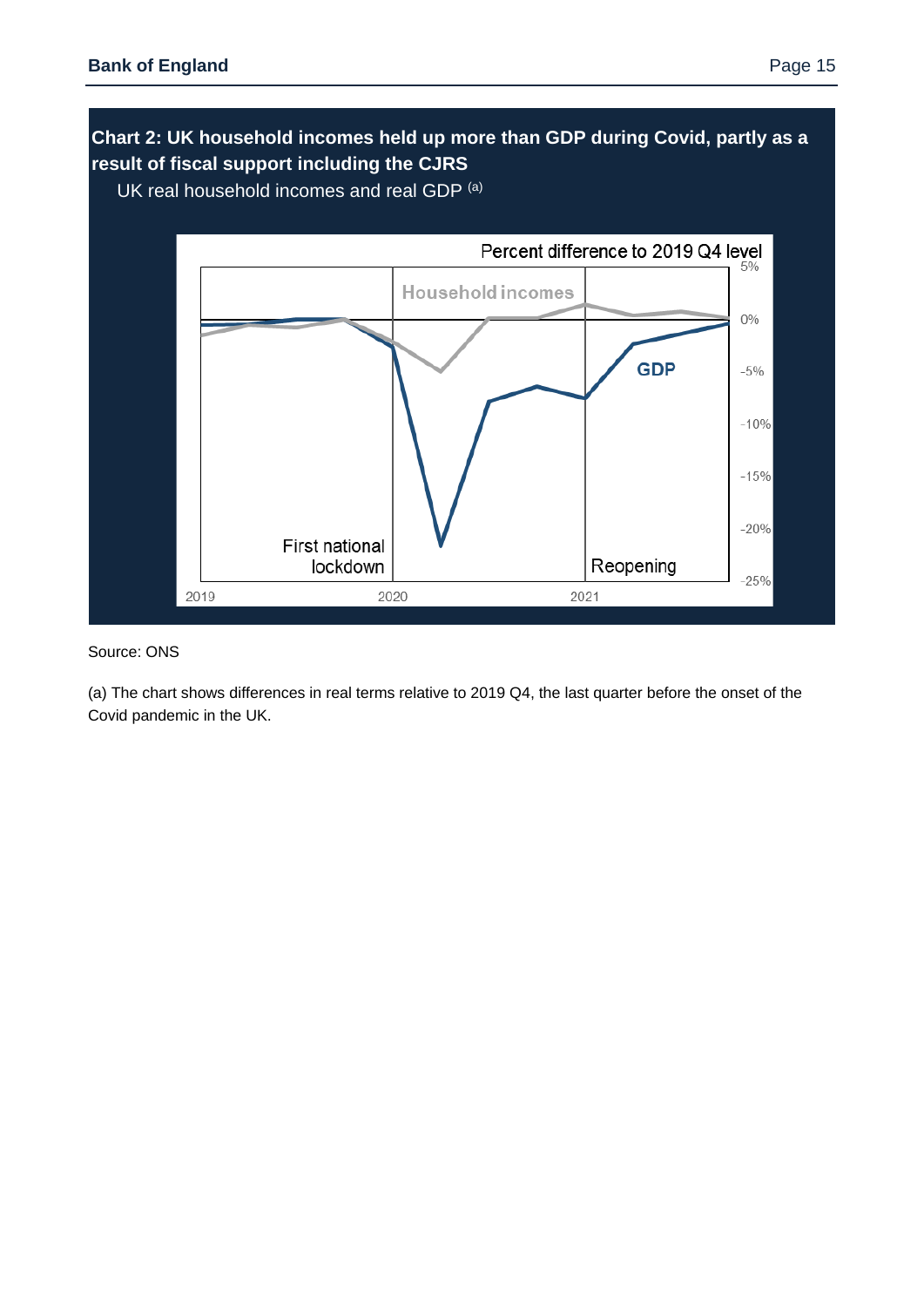**Chart 2: UK household incomes held up more than GDP during Covid, partly as a result of fiscal support including the CJRS**

UK real household incomes and real GDP [(a)]

Source: ONS

(a) The chart shows differences in real terms relative to 2019 Q4, the last quarter before the onset of the Covid pandemic in the UK.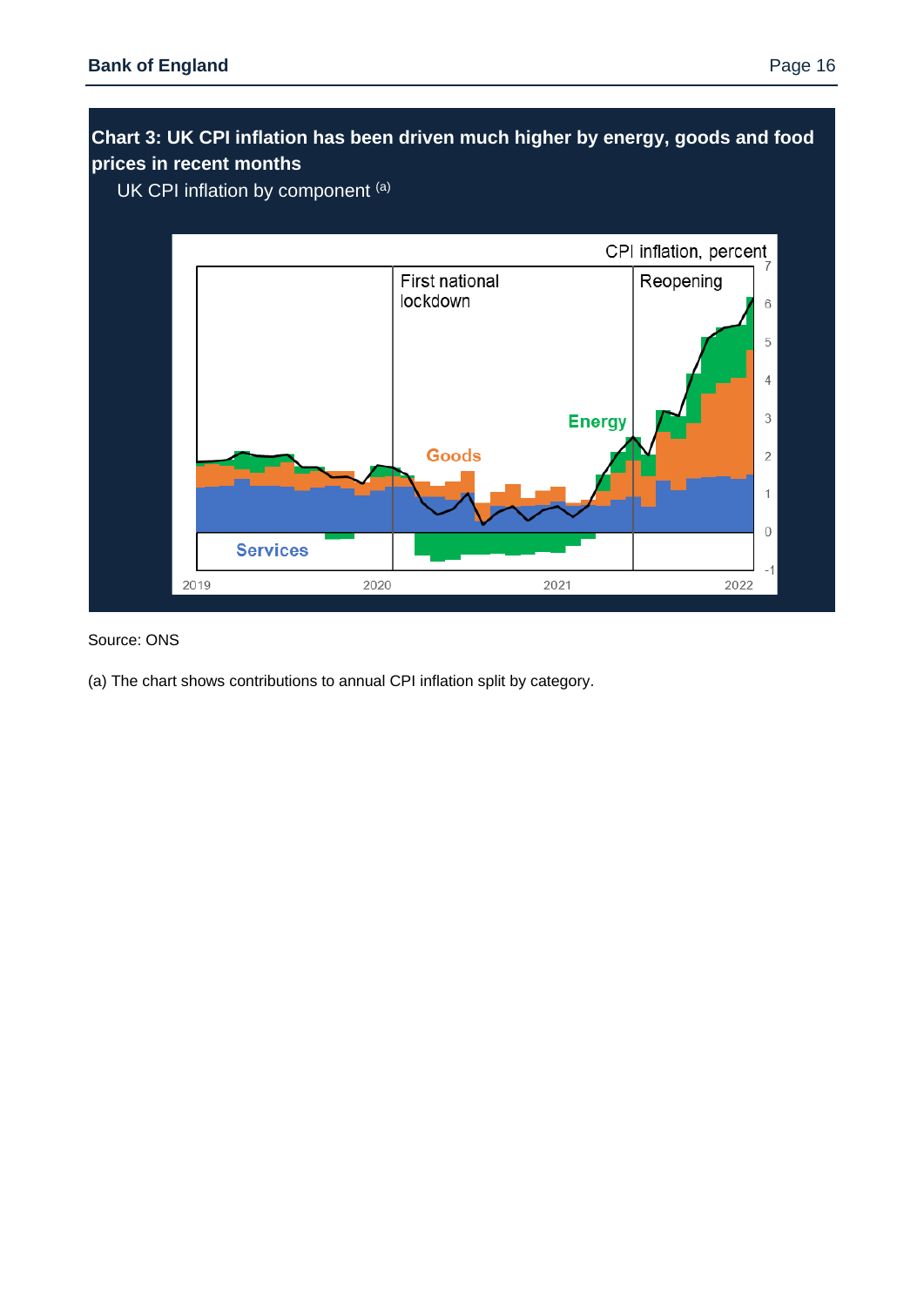**Chart 3: UK CPI inflation has been driven much higher by energy, goods and food prices in recent months**

UK CPI inflation by component [(a)]

Source: ONS

(a) The chart shows contributions to annual CPI inflation split by category.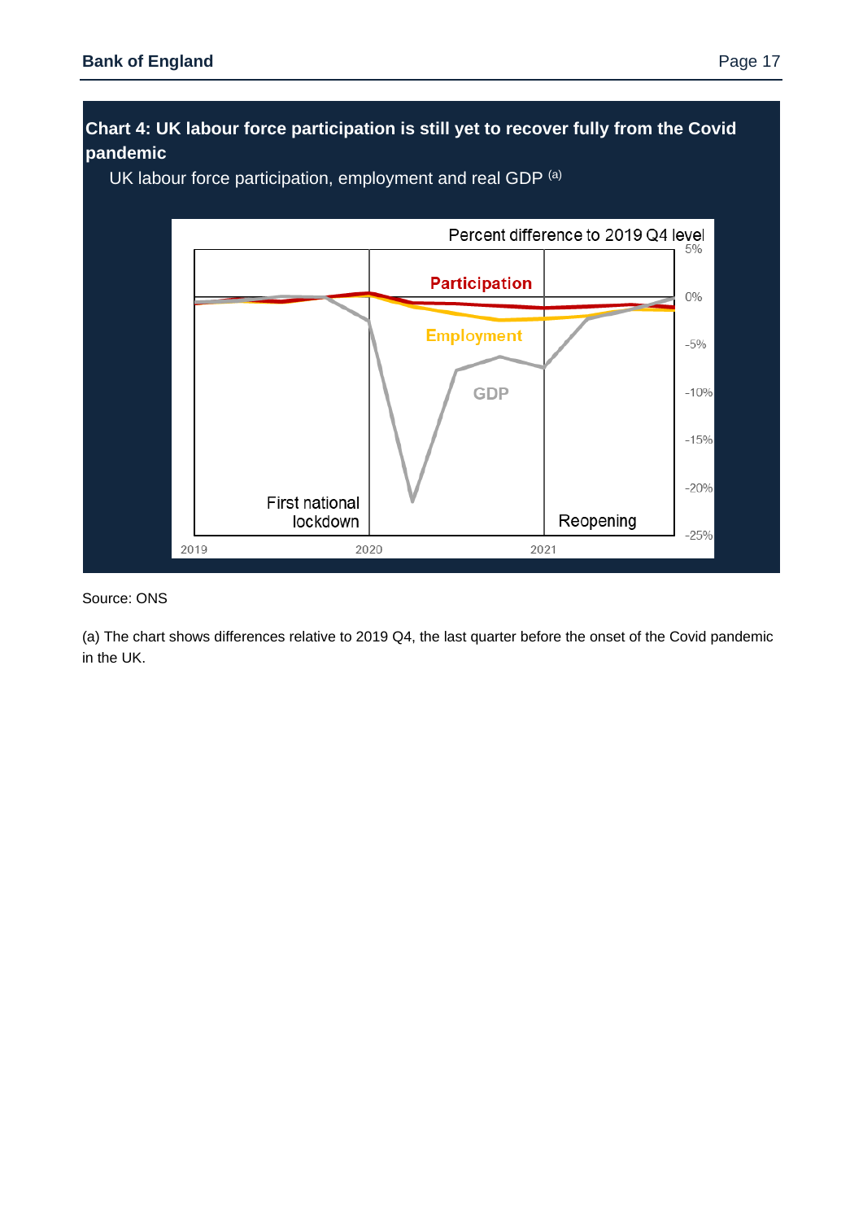**Chart 4: UK labour force participation is still yet to recover fully from the Covid pandemic**

UK labour force participation, employment and real GDP [(a)]

Source: ONS

(a) The chart shows differences relative to 2019 Q4, the last quarter before the onset of the Covid pandemic in the UK.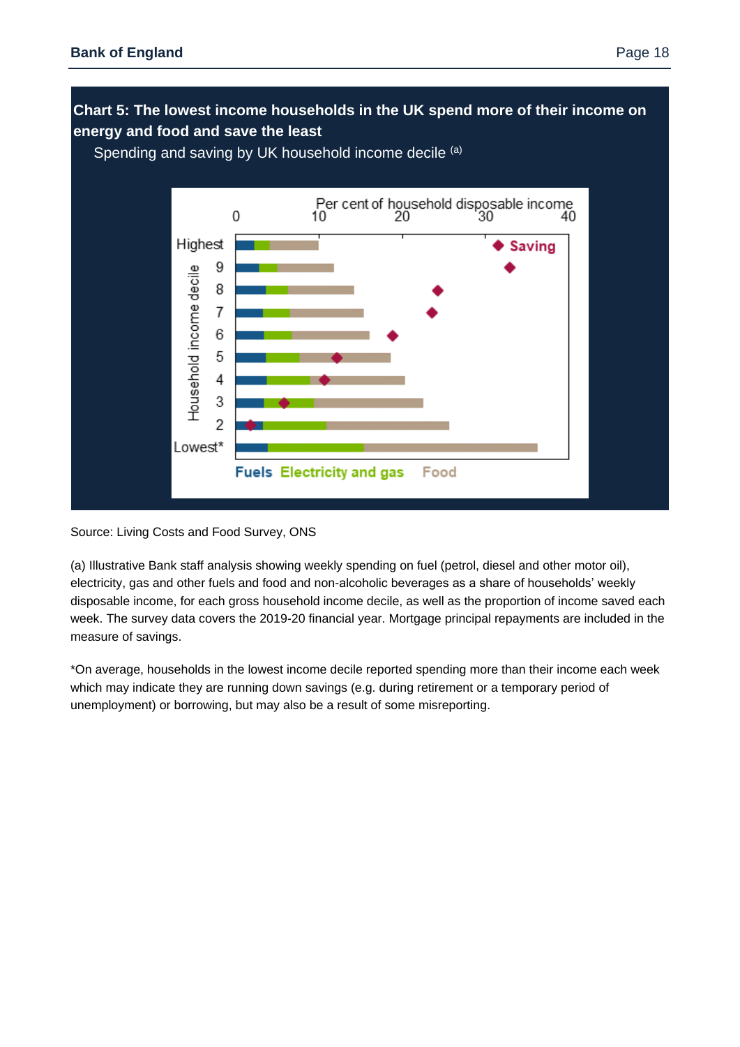**Chart 5: The lowest income households in the UK spend more of their income on energy and food and save the least**

Spending and saving by UK household income decile [(a)]

Source: Living Costs and Food Survey, ONS

(a) Illustrative Bank staff analysis showing weekly spending on fuel (petrol, diesel and other motor oil), electricity, gas and other fuels and food and non-alcoholic beverages as a share of households' weekly disposable income, for each gross household income decile, as well as the proportion of income saved each week. The survey data covers the 2019-20 financial year. Mortgage principal repayments are included in the measure of savings.

*On average, households in the lowest income decile reported spending more than their income each week which may indicate they are running down savings (e.g. during retirement or a temporary period of unemployment) or borrowing, but may also be a result of some misreporting.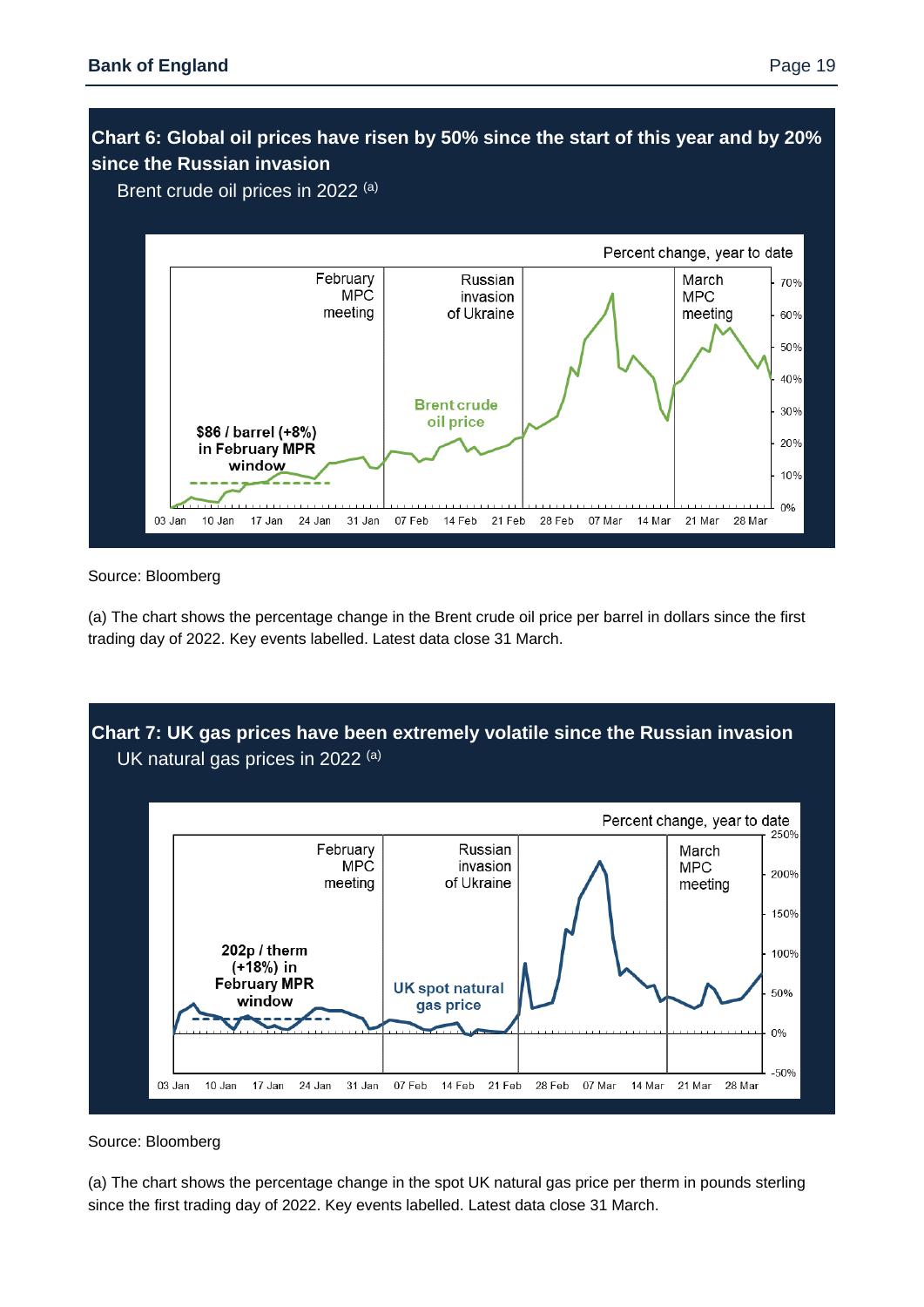### Chart 6: Global oil prices have risen by 50% since the start of this year and by 20% since the Russian invasion

Brent crude oil prices in 2022 [(a)]

Source: Bloomberg

(a) The chart shows the percentage change in the Brent crude oil price per barrel in dollars since the first trading day of 2022. Key events labelled. Latest data close 31 March.

### Chart 7: UK gas prices have been extremely volatile since the Russian invasion

UK natural gas prices in 2022 [(a)]

Source: Bloomberg

(a) The chart shows the percentage change in the spot UK natural gas price per therm in pounds sterling since the first trading day of 2022. Key events labelled. Latest data close 31 March.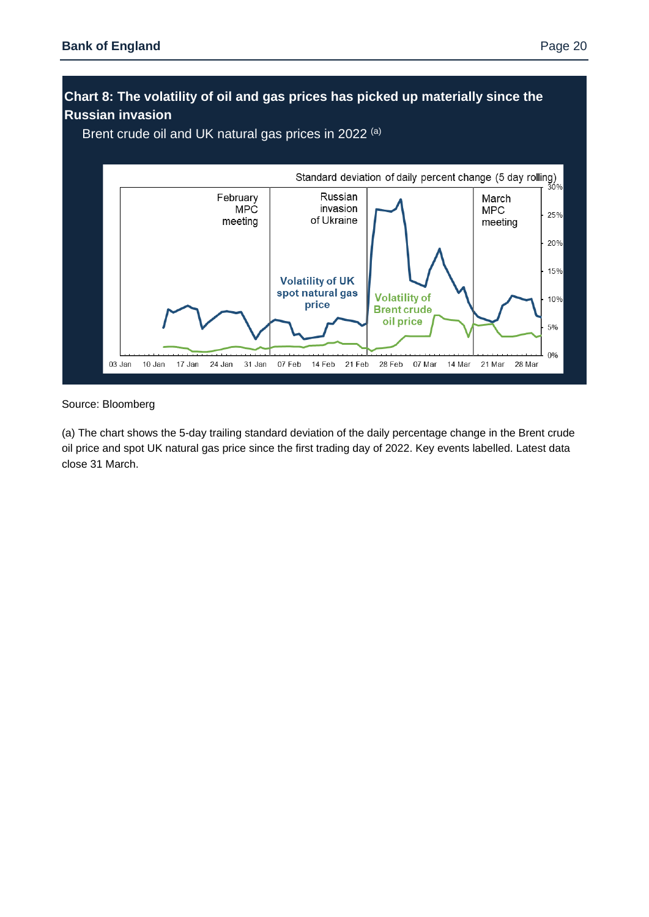**Chart 8: The volatility of oil and gas prices has picked up materially since the Russian invasion**

Brent crude oil and UK natural gas prices in 2022 [(a)]

Source: Bloomberg

(a) The chart shows the 5-day trailing standard deviation of the daily percentage change in the Brent crude oil price and spot UK natural gas price since the first trading day of 2022. Key events labelled. Latest data close 31 March.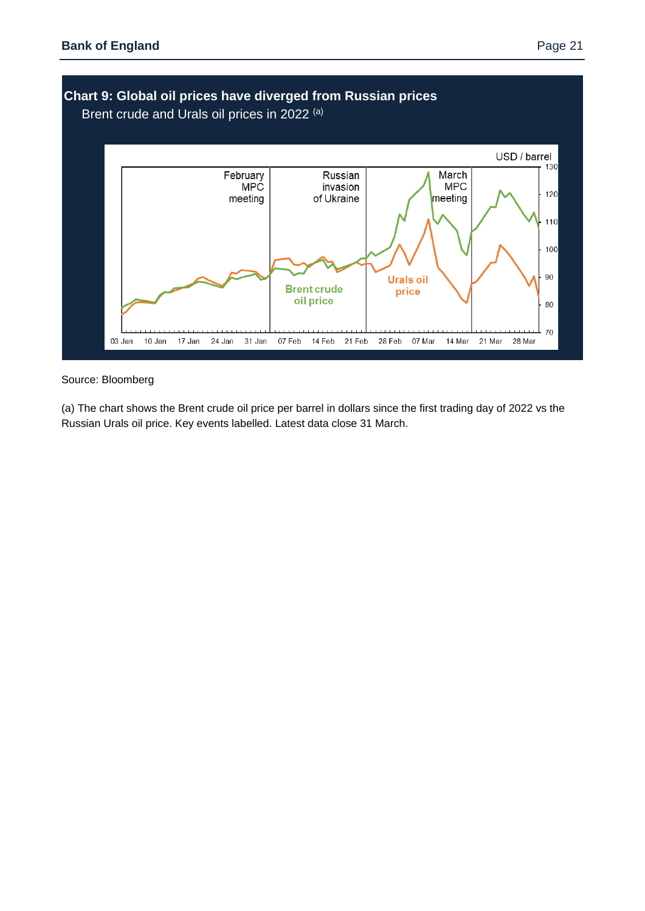**Chart 9: Global oil prices have diverged from Russian prices**

Brent crude and Urals oil prices in 2022 (a)

Source: Bloomberg

(a) The chart shows the Brent crude oil price per barrel in dollars since the first trading day of 2022 vs the Russian Urals oil price. Key events labelled. Latest data close 31 March.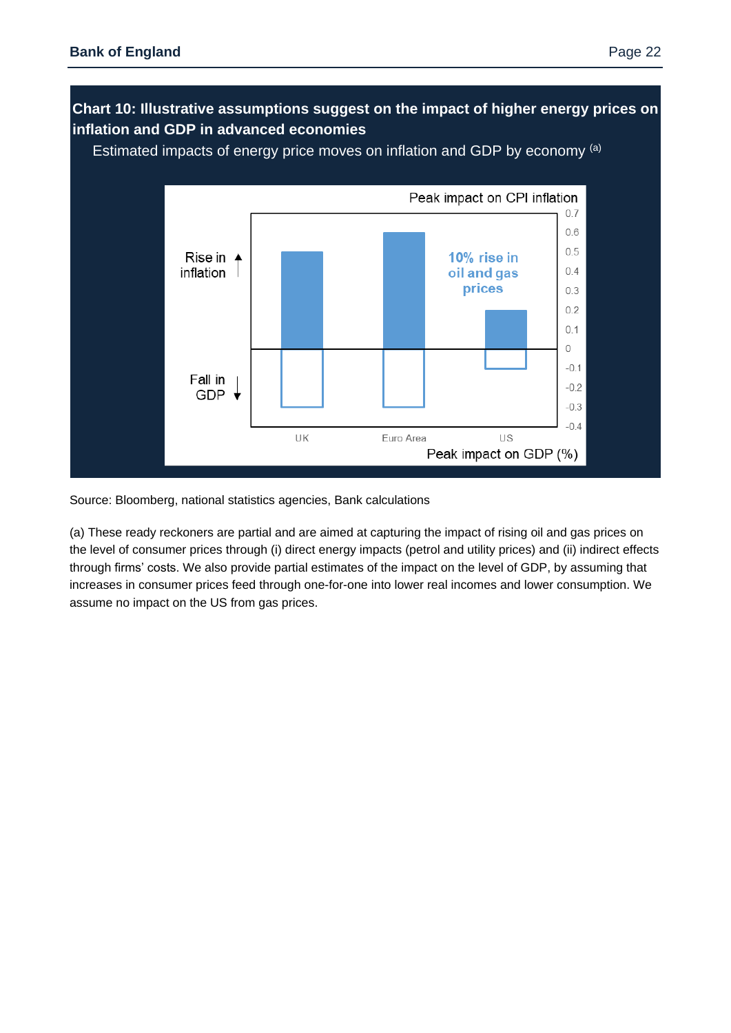**Chart 10: Illustrative assumptions suggest on the impact of higher energy prices on inflation and GDP in advanced economies**

Estimated impacts of energy price moves on inflation and GDP by economy [(a)]

Source: Bloomberg, national statistics agencies, Bank calculations

(a) These ready reckoners are partial and are aimed at capturing the impact of rising oil and gas prices on the level of consumer prices through (i) direct energy impacts (petrol and utility prices) and (ii) indirect effects through firms' costs. We also provide partial estimates of the impact on the level of GDP, by assuming that increases in consumer prices feed through one-for-one into lower real incomes and lower consumption. We assume no impact on the US from gas prices.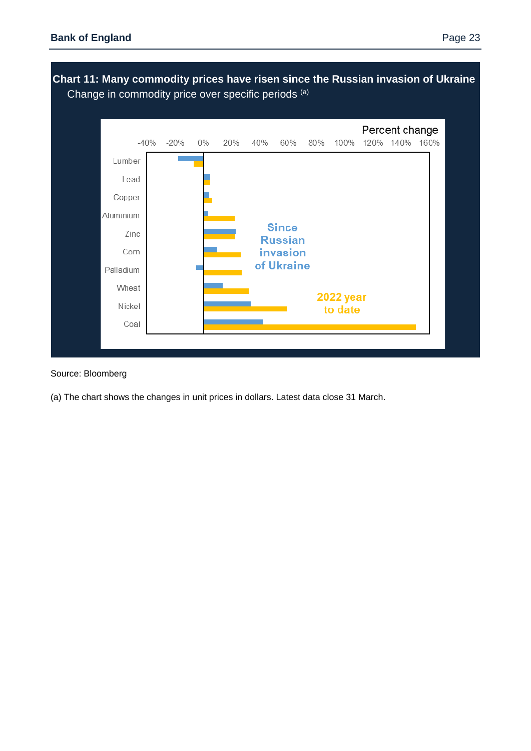**Chart 11: Many commodity prices have risen since the Russian invasion of Ukraine**

Change in commodity price over specific periods [(a)]

Source: Bloomberg

(a) The chart shows the changes in unit prices in dollars. Latest data close 31 March.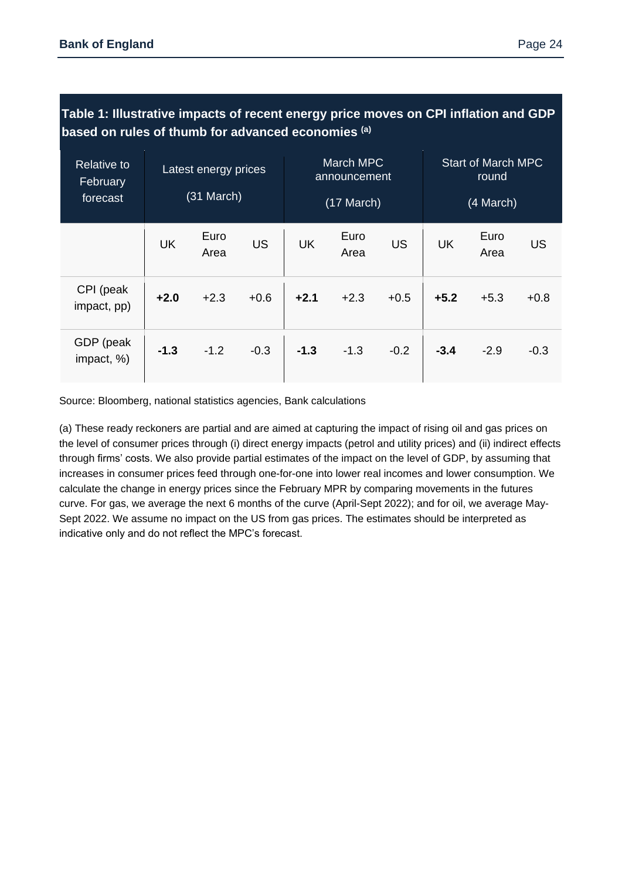**Table 1: Illustrative impacts of recent energy price moves on CPI inflation and GDP based on rules of thumb for advanced economies [(a)]**

| Relative to February forecast | Latest energy prices (31 March) | | | March MPC announcement (17 March) | | | Start of March MPC round (4 March) | | |
|---|---|---|---|---|---|---|---|---|---|
| | UK | Euro Area | US | UK | Euro Area | US | UK | Euro Area | US |
| CPI (peak impact, pp) | **+2.0** | +2.3 | +0.6 | **+2.1** | +2.3 | +0.5 | **+5.2** | +5.3 | +0.8 |
| GDP (peak impact, %) | **-1.3** | -1.2 | -0.3 | **-1.3** | -1.3 | -0.2 | **-3.4** | -2.9 | -0.3 |

Source: Bloomberg, national statistics agencies, Bank calculations

(a) These ready reckoners are partial and are aimed at capturing the impact of rising oil and gas prices on the level of consumer prices through (i) direct energy impacts (petrol and utility prices) and (ii) indirect effects through firms' costs. We also provide partial estimates of the impact on the level of GDP, by assuming that increases in consumer prices feed through one-for-one into lower real incomes and lower consumption. We calculate the change in energy prices since the February MPR by comparing movements in the futures curve. For gas, we average the next 6 months of the curve (April-Sept 2022); and for oil, we average May-Sept 2022. We assume no impact on the US from gas prices. The estimates should be interpreted as indicative only and do not reflect the MPC's forecast.